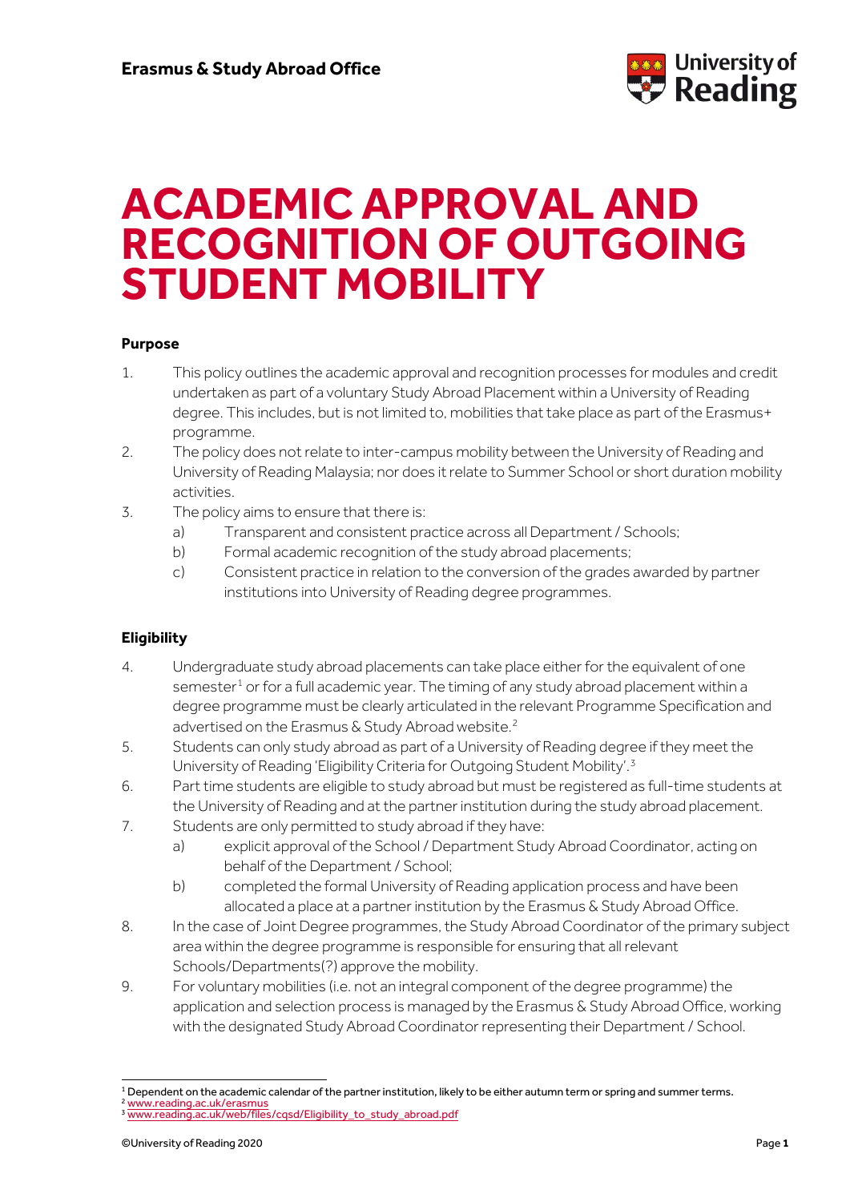**Erasmus & Study Abroad Office**

# ACADEMIC APPROVAL AND RECOGNITION OF OUTGOING STUDENT MOBILITY

**Purpose**

1. This policy outlines the academic approval and recognition processes for modules and credit undertaken as part of a voluntary Study Abroad Placement within a University of Reading degree. This includes, but is not limited to, mobilities that take place as part of the Erasmus+ programme.
2. The policy does not relate to inter-campus mobility between the University of Reading and University of Reading Malaysia; nor does it relate to Summer School or short duration mobility activities.
3. The policy aims to ensure that there is:
   a) Transparent and consistent practice across all Department / Schools;
   b) Formal academic recognition of the study abroad placements;
   c) Consistent practice in relation to the conversion of the grades awarded by partner institutions into University of Reading degree programmes.

**Eligibility**

4. Undergraduate study abroad placements can take place either for the equivalent of one semester[1] or for a full academic year. The timing of any study abroad placement within a degree programme must be clearly articulated in the relevant Programme Specification and advertised on the Erasmus & Study Abroad website.[2]
5. Students can only study abroad as part of a University of Reading degree if they meet the University of Reading 'Eligibility Criteria for Outgoing Student Mobility'.[3]
6. Part time students are eligible to study abroad but must be registered as full-time students at the University of Reading and at the partner institution during the study abroad placement.
7. Students are only permitted to study abroad if they have:
   a) explicit approval of the School / Department Study Abroad Coordinator, acting on behalf of the Department / School;
   b) completed the formal University of Reading application process and have been allocated a place at a partner institution by the Erasmus & Study Abroad Office.
8. In the case of Joint Degree programmes, the Study Abroad Coordinator of the primary subject area within the degree programme is responsible for ensuring that all relevant Schools/Departments(?) approve the mobility.
9. For voluntary mobilities (i.e. not an integral component of the degree programme) the application and selection process is managed by the Erasmus & Study Abroad Office, working with the designated Study Abroad Coordinator representing their Department / School.

---

[1] Dependent on the academic calendar of the partner institution, likely to be either autumn term or spring and summer terms.
[2] www.reading.ac.uk/erasmus
[3] www.reading.ac.uk/web/files/cqsd/Eligibility_to_study_abroad.pdf

©University of Reading 2020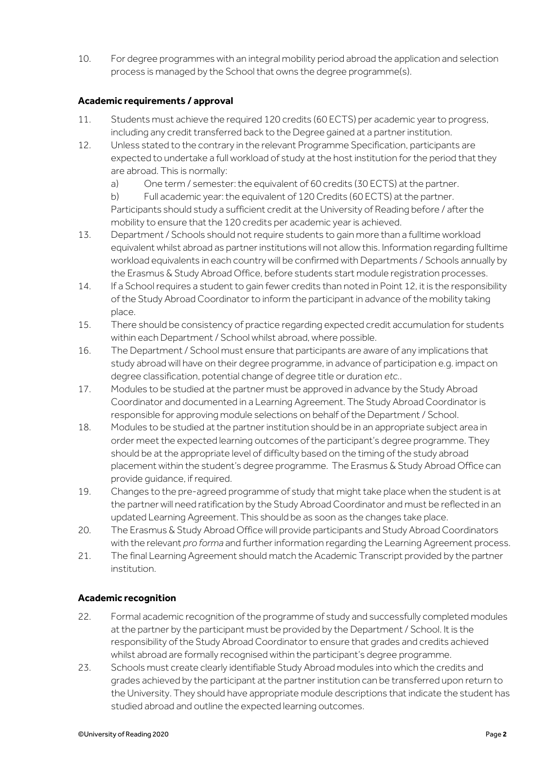10. For degree programmes with an integral mobility period abroad the application and selection process is managed by the School that owns the degree programme(s).

**Academic requirements / approval**

11. Students must achieve the required 120 credits (60 ECTS) per academic year to progress, including any credit transferred back to the Degree gained at a partner institution.
12. Unless stated to the contrary in the relevant Programme Specification, participants are expected to undertake a full workload of study at the host institution for the period that they are abroad. This is normally:
    a) One term / semester: the equivalent of 60 credits (30 ECTS) at the partner.
    b) Full academic year: the equivalent of 120 Credits (60 ECTS) at the partner.

    Participants should study a sufficient credit at the University of Reading before / after the mobility to ensure that the 120 credits per academic year is achieved.
13. Department / Schools should not require students to gain more than a fulltime workload equivalent whilst abroad as partner institutions will not allow this. Information regarding fulltime workload equivalents in each country will be confirmed with Departments / Schools annually by the Erasmus & Study Abroad Office, before students start module registration processes.
14. If a School requires a student to gain fewer credits than noted in Point 12, it is the responsibility of the Study Abroad Coordinator to inform the participant in advance of the mobility taking place.
15. There should be consistency of practice regarding expected credit accumulation for students within each Department / School whilst abroad, where possible.
16. The Department / School must ensure that participants are aware of any implications that study abroad will have on their degree programme, in advance of participation e.g. impact on degree classification, potential change of degree title or duration *etc.*.
17. Modules to be studied at the partner must be approved in advance by the Study Abroad Coordinator and documented in a Learning Agreement. The Study Abroad Coordinator is responsible for approving module selections on behalf of the Department / School.
18. Modules to be studied at the partner institution should be in an appropriate subject area in order meet the expected learning outcomes of the participant's degree programme. They should be at the appropriate level of difficulty based on the timing of the study abroad placement within the student's degree programme. The Erasmus & Study Abroad Office can provide guidance, if required.
19. Changes to the pre-agreed programme of study that might take place when the student is at the partner will need ratification by the Study Abroad Coordinator and must be reflected in an updated Learning Agreement. This should be as soon as the changes take place.
20. The Erasmus & Study Abroad Office will provide participants and Study Abroad Coordinators with the relevant *pro forma* and further information regarding the Learning Agreement process.
21. The final Learning Agreement should match the Academic Transcript provided by the partner institution.

**Academic recognition**

22. Formal academic recognition of the programme of study and successfully completed modules at the partner by the participant must be provided by the Department / School. It is the responsibility of the Study Abroad Coordinator to ensure that grades and credits achieved whilst abroad are formally recognised within the participant's degree programme.
23. Schools must create clearly identifiable Study Abroad modules into which the credits and grades achieved by the participant at the partner institution can be transferred upon return to the University. They should have appropriate module descriptions that indicate the student has studied abroad and outline the expected learning outcomes.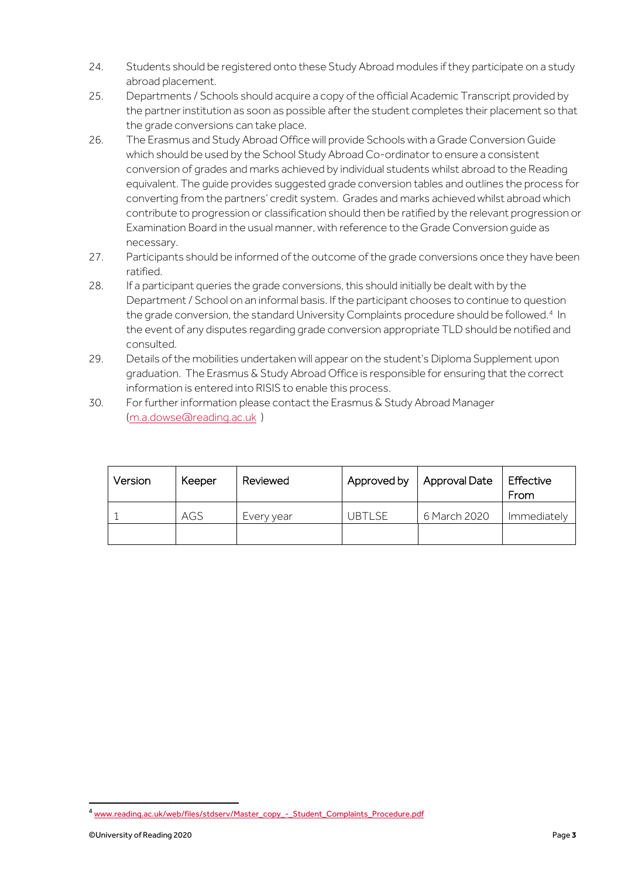24. Students should be registered onto these Study Abroad modules if they participate on a study abroad placement.
25. Departments / Schools should acquire a copy of the official Academic Transcript provided by the partner institution as soon as possible after the student completes their placement so that the grade conversions can take place.
26. The Erasmus and Study Abroad Office will provide Schools with a Grade Conversion Guide which should be used by the School Study Abroad Co-ordinator to ensure a consistent conversion of grades and marks achieved by individual students whilst abroad to the Reading equivalent. The guide provides suggested grade conversion tables and outlines the process for converting from the partners' credit system. Grades and marks achieved whilst abroad which contribute to progression or classification should then be ratified by the relevant progression or Examination Board in the usual manner, with reference to the Grade Conversion guide as necessary.
27. Participants should be informed of the outcome of the grade conversions once they have been ratified.
28. If a participant queries the grade conversions, this should initially be dealt with by the Department / School on an informal basis. If the participant chooses to continue to question the grade conversion, the standard University Complaints procedure should be followed.[4] In the event of any disputes regarding grade conversion appropriate TLD should be notified and consulted.
29. Details of the mobilities undertaken will appear on the student's Diploma Supplement upon graduation. The Erasmus & Study Abroad Office is responsible for ensuring that the correct information is entered into RISIS to enable this process.
30. For further information please contact the Erasmus & Study Abroad Manager (m.a.dowse@reading.ac.uk )

| Version | Keeper | Reviewed | Approved by | Approval Date | Effective From |
|---|---|---|---|---|---|
| 1 | AGS | Every year | UBTLSE | 6 March 2020 | Immediately |
| | | | | | |

[4] www.reading.ac.uk/web/files/stdserv/Master_copy_-_Student_Complaints_Procedure.pdf

©University of Reading 2020